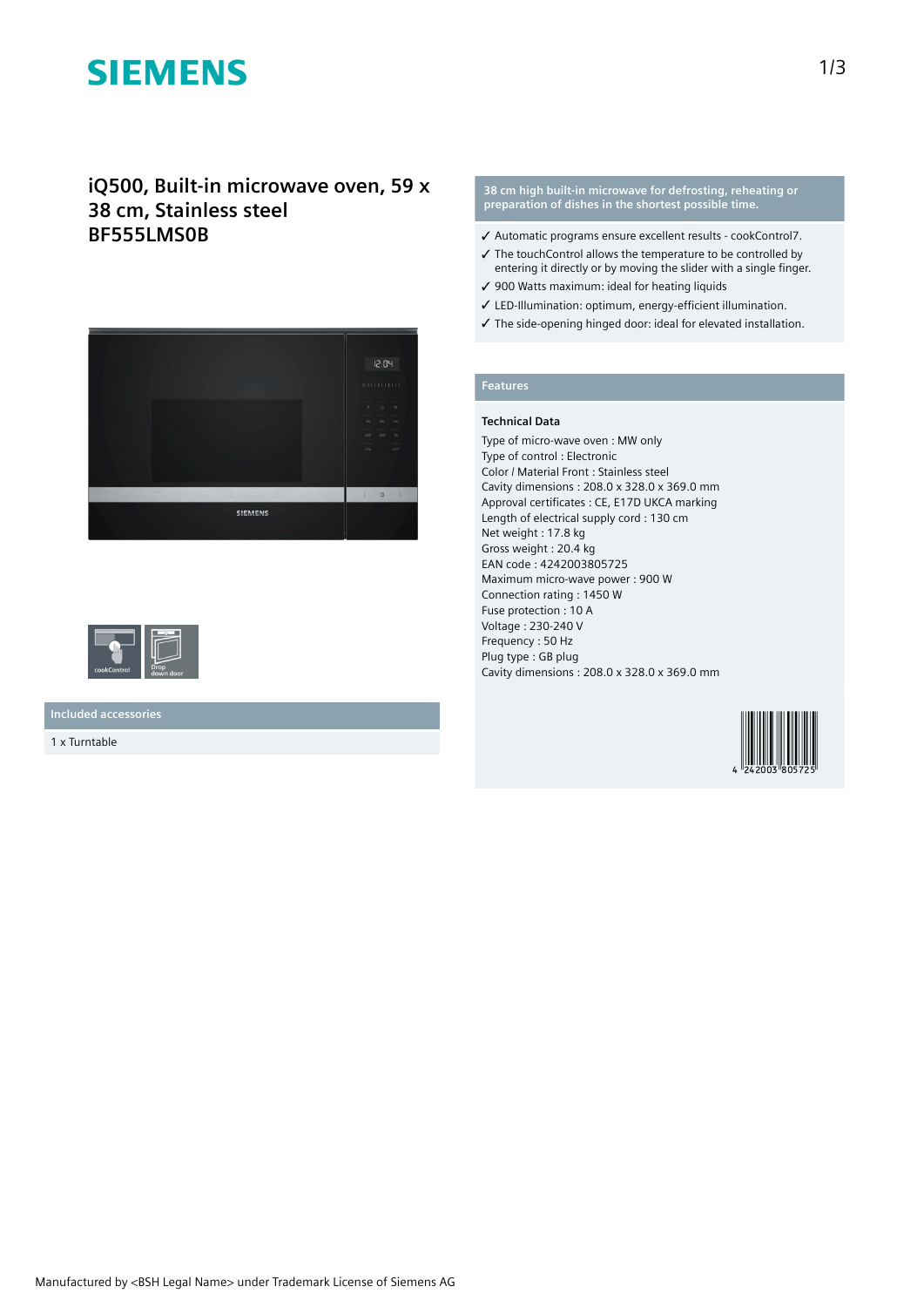# SIEMENS

## iQ500, Built-in microwave oven, 59 x 38 cm, Stainless steel BF555LMS0B

cookControl

Drop down door

### Included accessories

1 x Turntable

### 38 cm high built-in microwave for defrosting, reheating or preparation of dishes in the shortest possible time.

- ✓ Automatic programs ensure excellent results - cookControl7.
- ✓ The touchControl allows the temperature to be controlled by entering it directly or by moving the slider with a single finger.
- ✓ 900 Watts maximum: ideal for heating liquids
- ✓ LED-Illumination: optimum, energy-efficient illumination.
- ✓ The side-opening hinged door: ideal for elevated installation.

### Features

**Technical Data**

Type of micro-wave oven : MW only
Type of control : Electronic
Color / Material Front : Stainless steel
Cavity dimensions : 208.0 x 328.0 x 369.0 mm
Approval certificates : CE, E17D UKCA marking
Length of electrical supply cord : 130 cm
Net weight : 17.8 kg
Gross weight : 20.4 kg
EAN code : 4242003805725
Maximum micro-wave power : 900 W
Connection rating : 1450 W
Fuse protection : 10 A
Voltage : 230-240 V
Frequency : 50 Hz
Plug type : GB plug
Cavity dimensions : 208.0 x 328.0 x 369.0 mm

4 242003 805725

Manufactured by <BSH Legal Name> under Trademark License of Siemens AG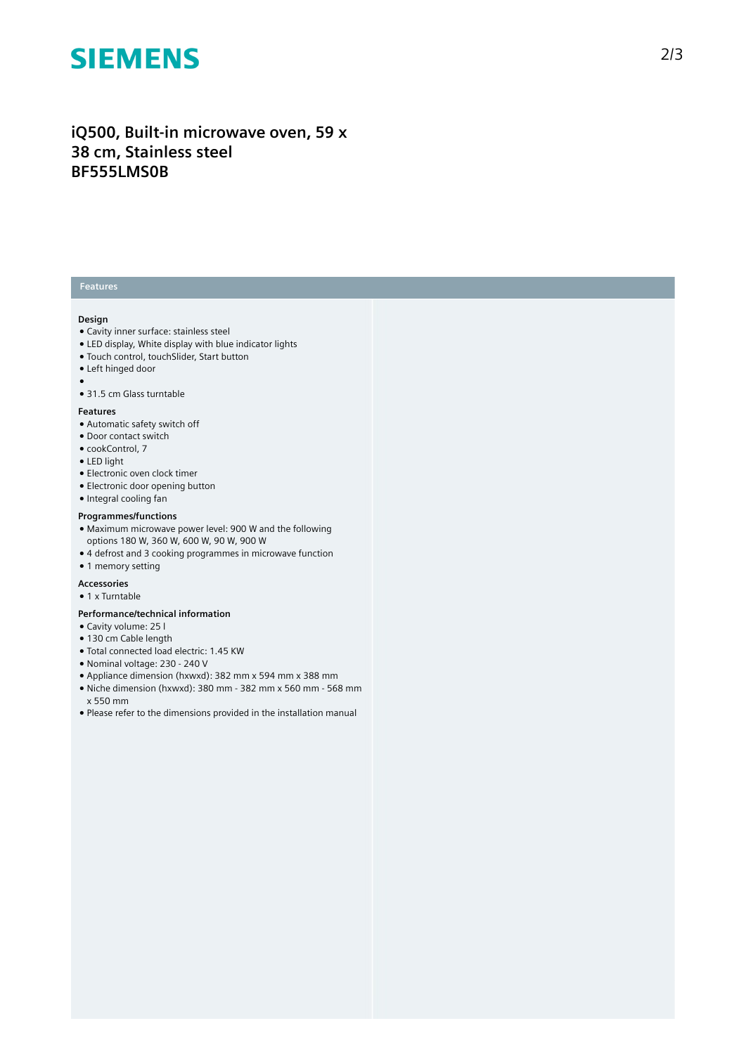# iQ500, Built-in microwave oven, 59 x 38 cm, Stainless steel
# BF555LMS0B

## Features

### Design

- Cavity inner surface: stainless steel
- LED display, White display with blue indicator lights
- Touch control, touchSlider, Start button
- Left hinged door
- 
- 31.5 cm Glass turntable

### Features

- Automatic safety switch off
- Door contact switch
- cookControl, 7
- LED light
- Electronic oven clock timer
- Electronic door opening button
- Integral cooling fan

### Programmes/functions

- Maximum microwave power level: 900 W and the following options 180 W, 360 W, 600 W, 90 W, 900 W
- 4 defrost and 3 cooking programmes in microwave function
- 1 memory setting

### Accessories

- 1 x Turntable

### Performance/technical information

- Cavity volume: 25 l
- 130 cm Cable length
- Total connected load electric: 1.45 KW
- Nominal voltage: 230 - 240 V
- Appliance dimension (hxwxd): 382 mm x 594 mm x 388 mm
- Niche dimension (hxwxd): 380 mm - 382 mm x 560 mm - 568 mm x 550 mm
- Please refer to the dimensions provided in the installation manual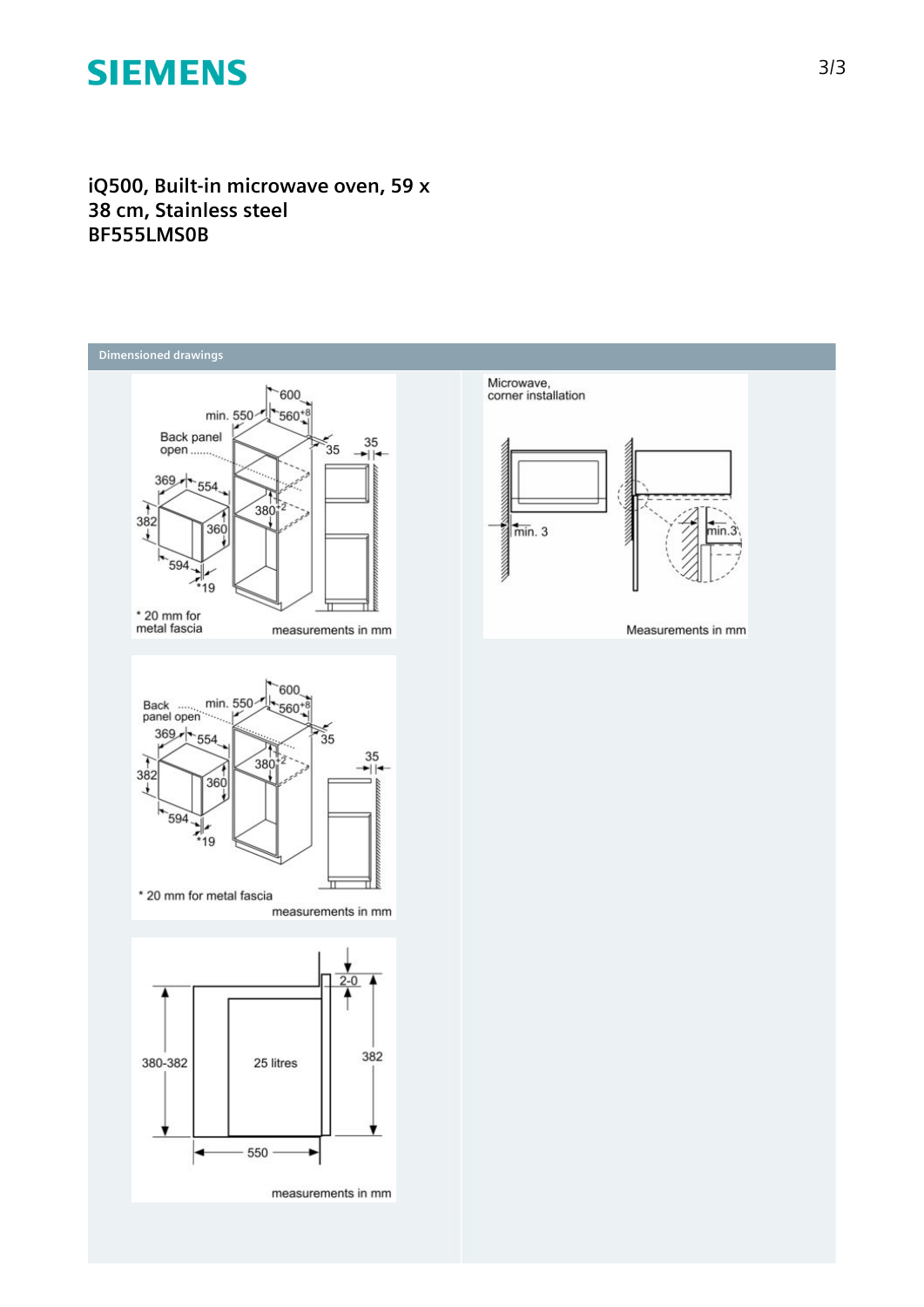## iQ500, Built-in microwave oven, 59 x 38 cm, Stainless steel
## BF555LMS0B

Dimensioned drawings

600
min. 550
$560^{+8}$
Back panel open
35
35
369
554
382
360
$380^{+2}$
594
*19
* 20 mm for metal fascia
measurements in mm

Microwave, corner installation
min. 3
min.3
Measurements in mm

600
Back panel open
min. 550
$560^{+8}$
35
369
554
382
360
$380^{+2}$
35
594
*19
* 20 mm for metal fascia
measurements in mm

2-0
380-382
25 litres
382
550
measurements in mm